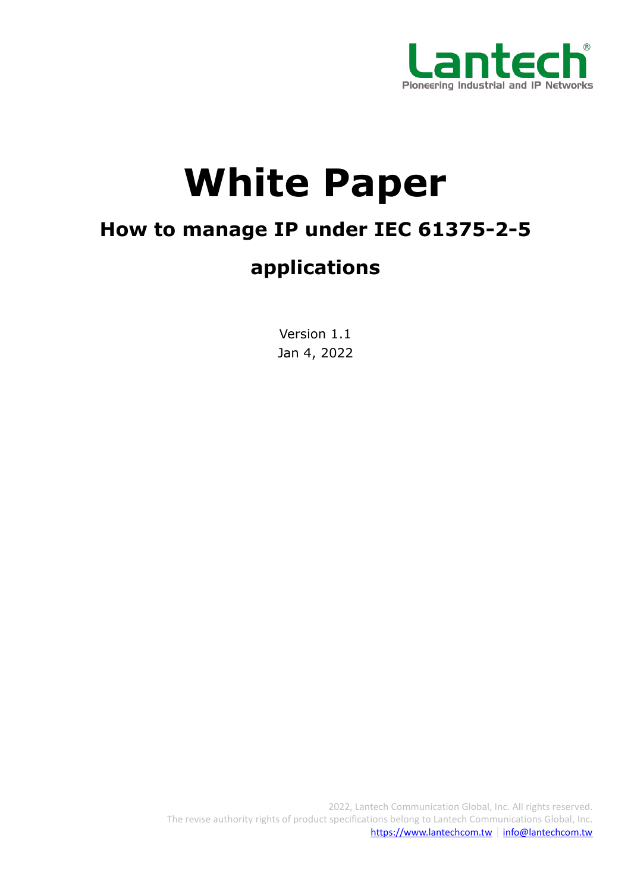Lantech

Pioneering Industrial and IP Networks

# White Paper

## How to manage IP under IEC 61375-2-5 applications

Version 1.1
Jan 4, 2022

2022, Lantech Communication Global, Inc. All rights reserved.
The revise authority rights of product specifications belong to Lantech Communications Global, Inc.
https://www.lantechcom.tw | info@lantechcom.tw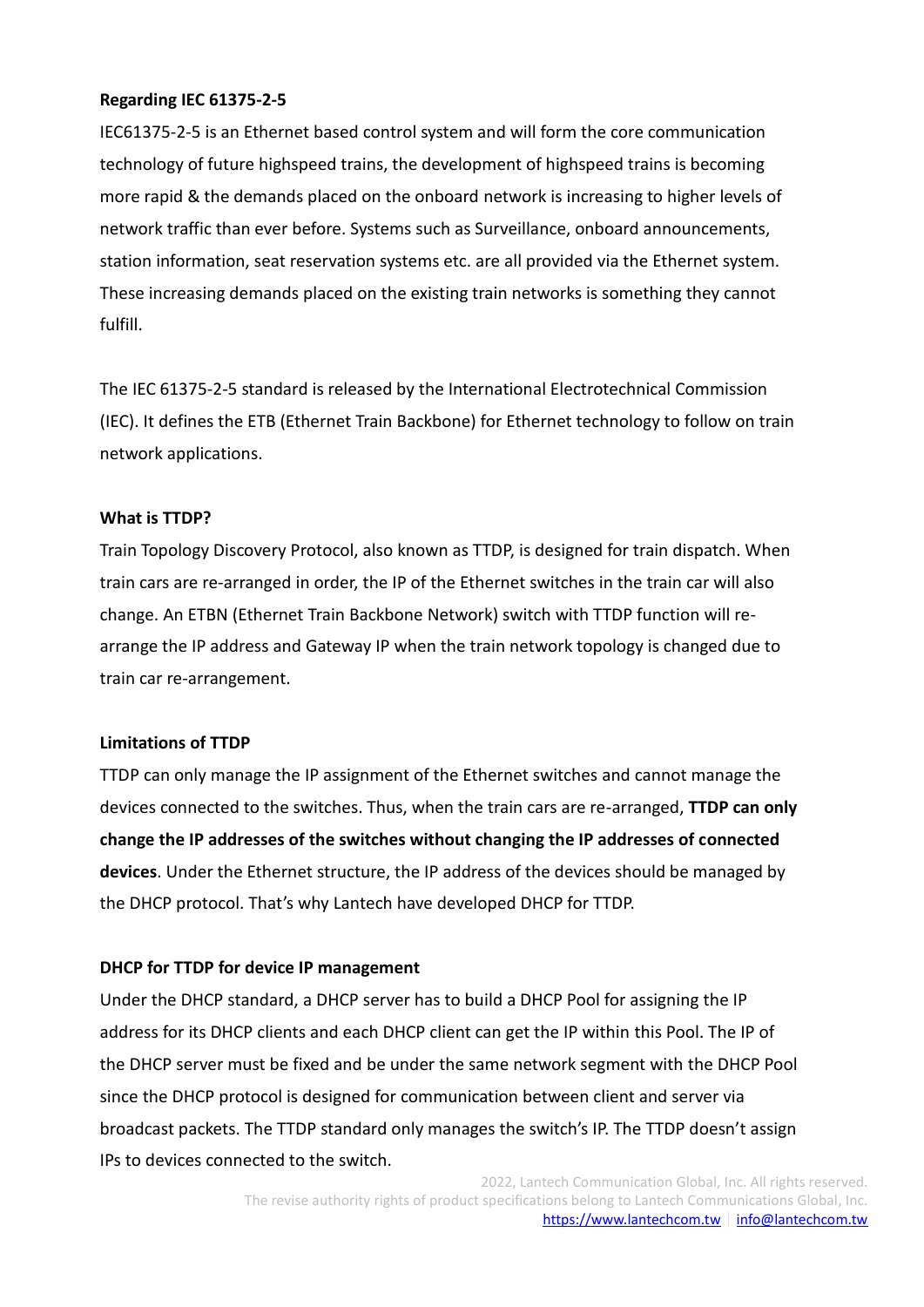**Regarding IEC 61375-2-5**

IEC61375-2-5 is an Ethernet based control system and will form the core communication technology of future highspeed trains, the development of highspeed trains is becoming more rapid & the demands placed on the onboard network is increasing to higher levels of network traffic than ever before. Systems such as Surveillance, onboard announcements, station information, seat reservation systems etc. are all provided via the Ethernet system. These increasing demands placed on the existing train networks is something they cannot fulfill.

The IEC 61375-2-5 standard is released by the International Electrotechnical Commission (IEC). It defines the ETB (Ethernet Train Backbone) for Ethernet technology to follow on train network applications.

**What is TTDP?**

Train Topology Discovery Protocol, also known as TTDP, is designed for train dispatch. When train cars are re-arranged in order, the IP of the Ethernet switches in the train car will also change. An ETBN (Ethernet Train Backbone Network) switch with TTDP function will re-arrange the IP address and Gateway IP when the train network topology is changed due to train car re-arrangement.

**Limitations of TTDP**

TTDP can only manage the IP assignment of the Ethernet switches and cannot manage the devices connected to the switches. Thus, when the train cars are re-arranged, **TTDP can only change the IP addresses of the switches without changing the IP addresses of connected devices**. Under the Ethernet structure, the IP address of the devices should be managed by the DHCP protocol. That's why Lantech have developed DHCP for TTDP.

**DHCP for TTDP for device IP management**

Under the DHCP standard, a DHCP server has to build a DHCP Pool for assigning the IP address for its DHCP clients and each DHCP client can get the IP within this Pool. The IP of the DHCP server must be fixed and be under the same network segment with the DHCP Pool since the DHCP protocol is designed for communication between client and server via broadcast packets. The TTDP standard only manages the switch's IP. The TTDP doesn't assign IPs to devices connected to the switch.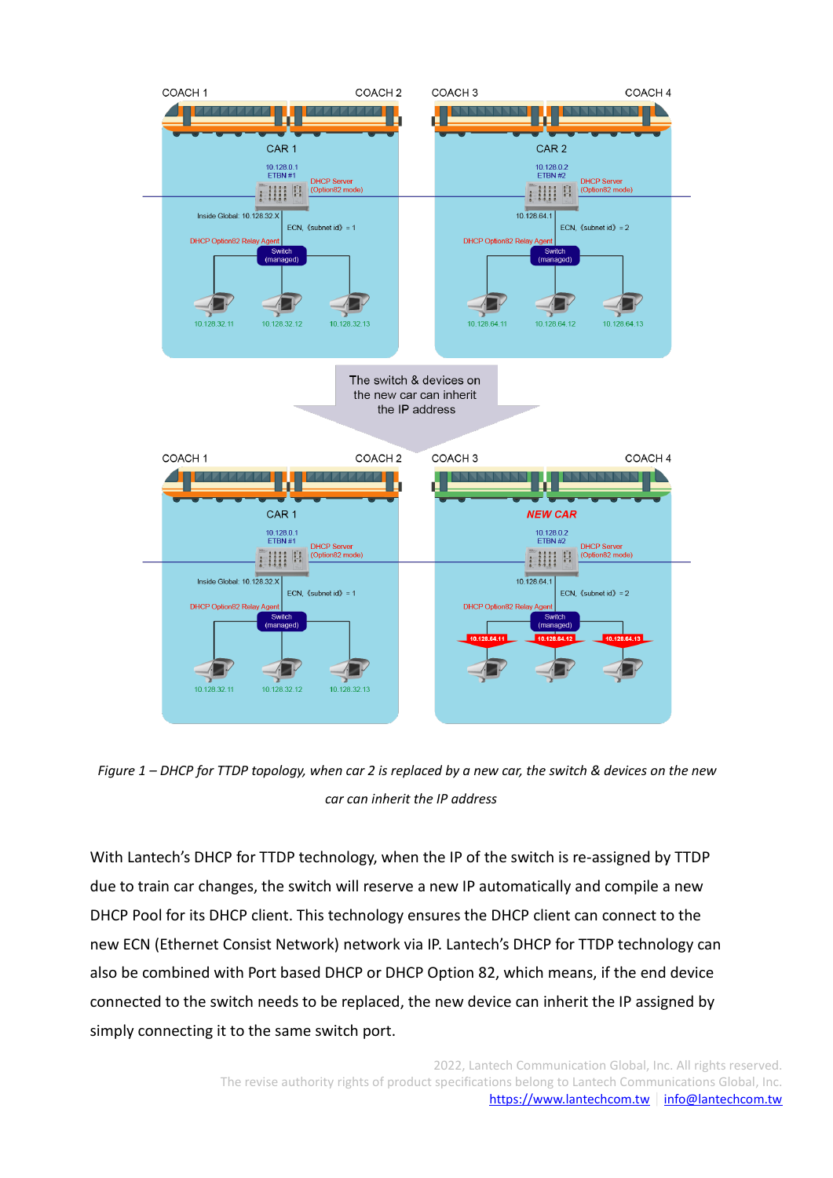*Figure 1 – DHCP for TTDP topology, when car 2 is replaced by a new car, the switch & devices on the new car can inherit the IP address*

With Lantech's DHCP for TTDP technology, when the IP of the switch is re-assigned by TTDP due to train car changes, the switch will reserve a new IP automatically and compile a new DHCP Pool for its DHCP client. This technology ensures the DHCP client can connect to the new ECN (Ethernet Consist Network) network via IP. Lantech's DHCP for TTDP technology can also be combined with Port based DHCP or DHCP Option 82, which means, if the end device connected to the switch needs to be replaced, the new device can inherit the IP assigned by simply connecting it to the same switch port.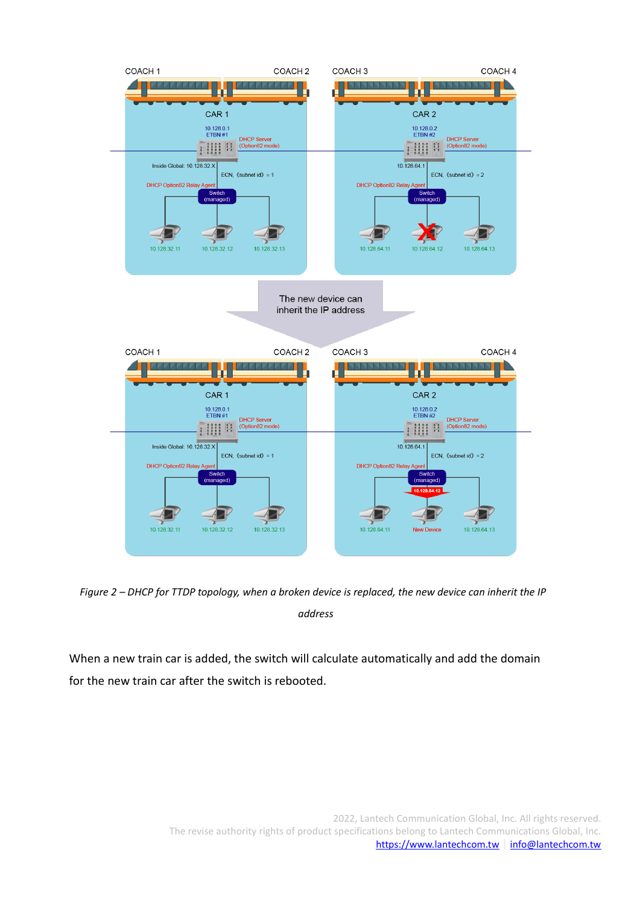*Figure 2 – DHCP for TTDP topology, when a broken device is replaced, the new device can inherit the IP address*

When a new train car is added, the switch will calculate automatically and add the domain for the new train car after the switch is rebooted.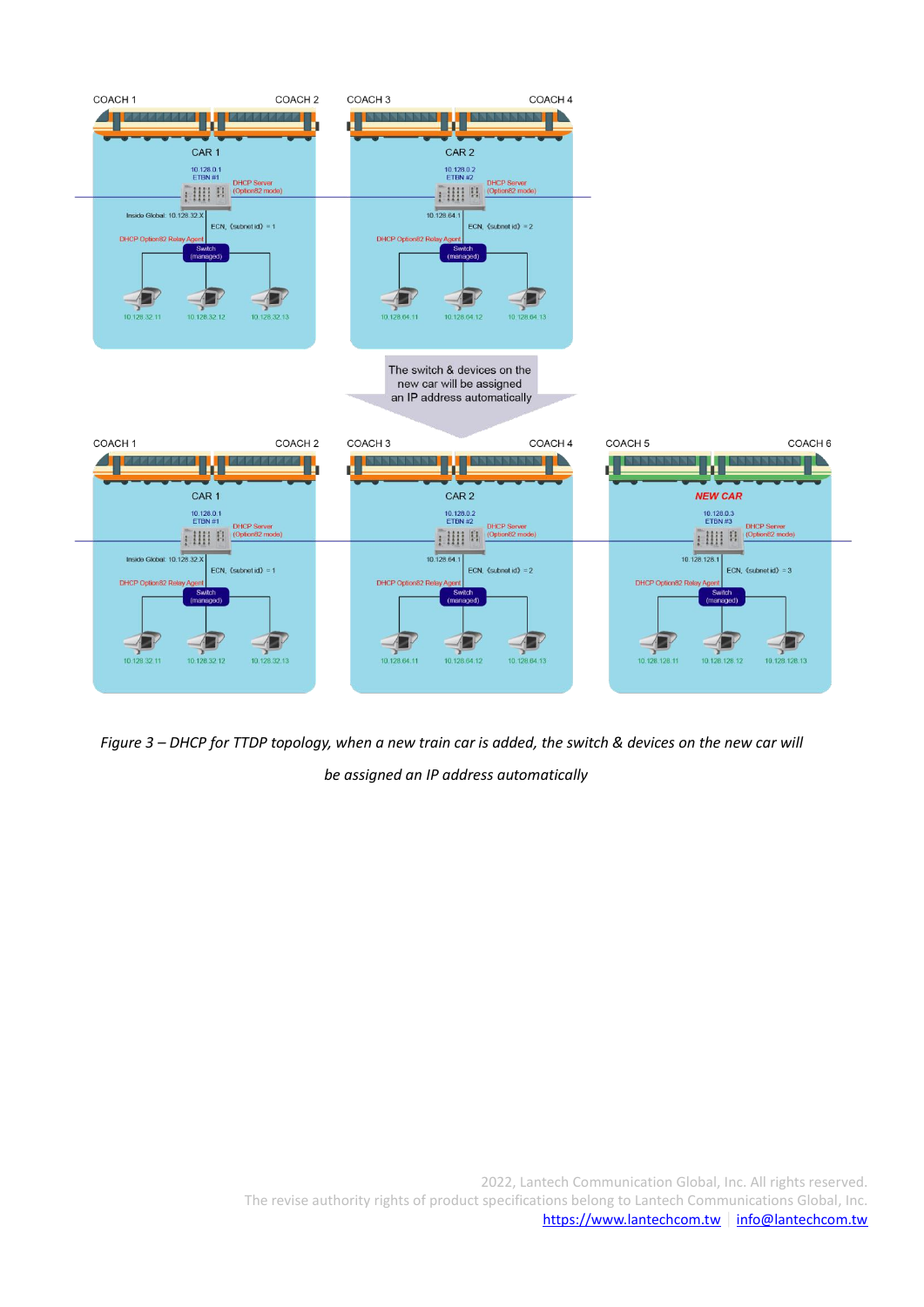*Figure 3 – DHCP for TTDP topology, when a new train car is added, the switch & devices on the new car will be assigned an IP address automatically*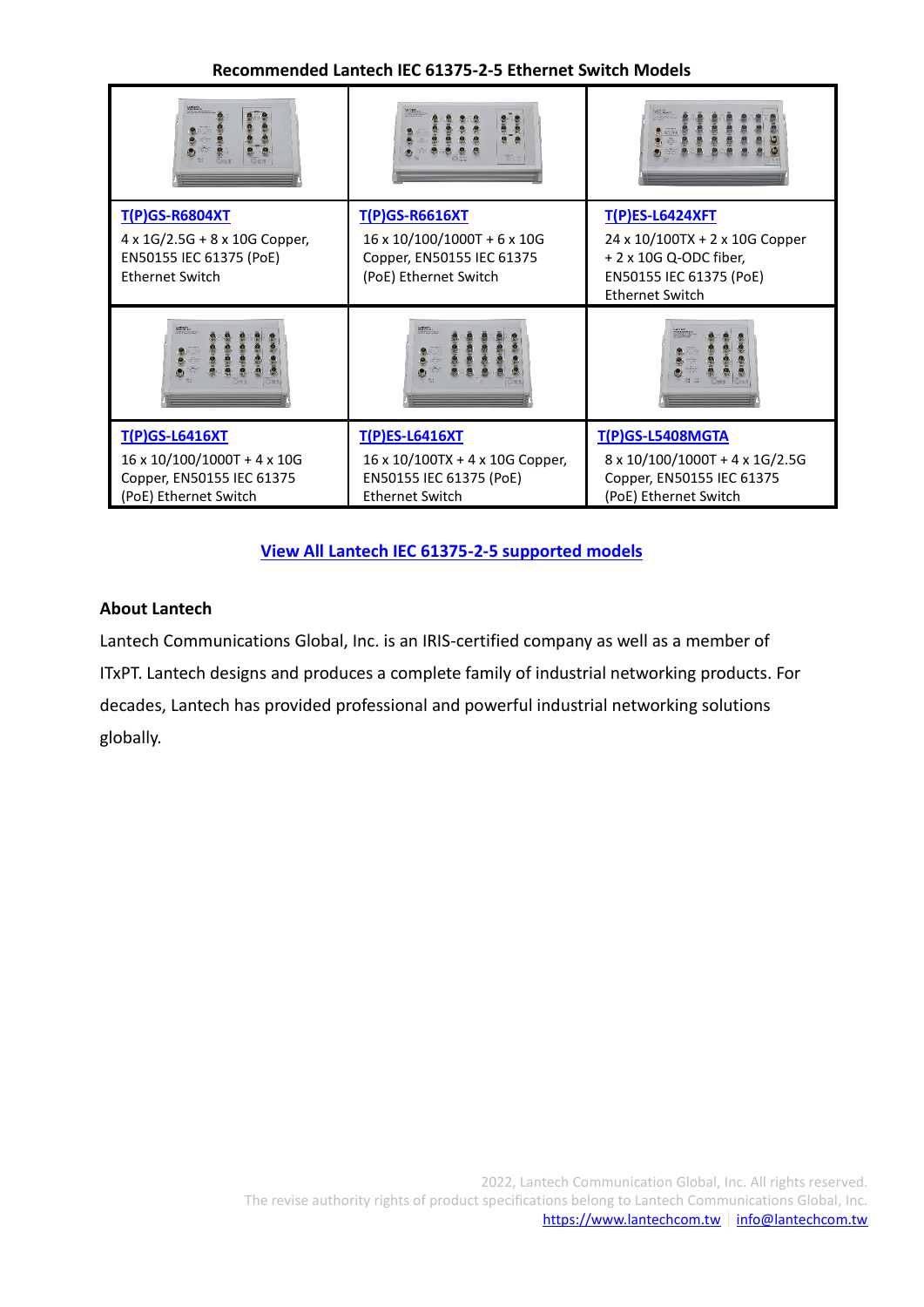**Recommended Lantech IEC 61375-2-5 Ethernet Switch Models**

| | | |
|---|---|---|
| **T(P)GS-R6804XT**<br>4 x 1G/2.5G + 8 x 10G Copper, EN50155 IEC 61375 (PoE) Ethernet Switch | **T(P)GS-R6616XT**<br>16 x 10/100/1000T + 6 x 10G Copper, EN50155 IEC 61375 (PoE) Ethernet Switch | **T(P)ES-L6424XFT**<br>24 x 10/100TX + 2 x 10G Copper + 2 x 10G Q-ODC fiber, EN50155 IEC 61375 (PoE) Ethernet Switch |
| **T(P)GS-L6416XT**<br>16 x 10/100/1000T + 4 x 10G Copper, EN50155 IEC 61375 (PoE) Ethernet Switch | **T(P)ES-L6416XT**<br>16 x 10/100TX + 4 x 10G Copper, EN50155 IEC 61375 (PoE) Ethernet Switch | **T(P)GS-L5408MGTA**<br>8 x 10/100/1000T + 4 x 1G/2.5G Copper, EN50155 IEC 61375 (PoE) Ethernet Switch |

**View All Lantech IEC 61375-2-5 supported models**

**About Lantech**

Lantech Communications Global, Inc. is an IRIS-certified company as well as a member of ITxPT. Lantech designs and produces a complete family of industrial networking products. For decades, Lantech has provided professional and powerful industrial networking solutions globally.

2022, Lantech Communication Global, Inc. All rights reserved.
The revise authority rights of product specifications belong to Lantech Communications Global, Inc.
https://www.lantechcom.tw | info@lantechcom.tw